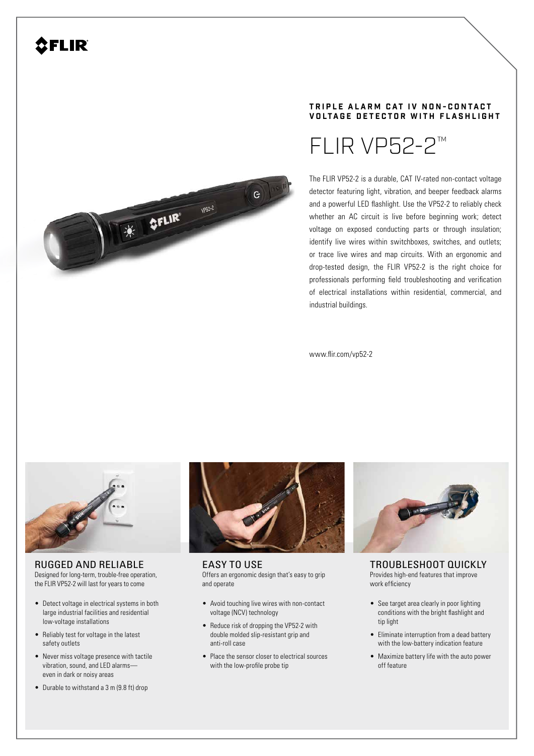TRIPLE ALARM CAT IV NON-CONTACT VOLTAGE DETECTOR WITH FLASHLIGHT

# FLIR VP52-2™

The FLIR VP52-2 is a durable, CAT IV-rated non-contact voltage detector featuring light, vibration, and beeper feedback alarms and a powerful LED flashlight. Use the VP52-2 to reliably check whether an AC circuit is live before beginning work; detect voltage on exposed conducting parts or through insulation; identify live wires within switchboxes, switches, and outlets; or trace live wires and map circuits. With an ergonomic and drop-tested design, the FLIR VP52-2 is the right choice for professionals performing field troubleshooting and verification of electrical installations within residential, commercial, and industrial buildings.

www.flir.com/vp52-2

## RUGGED AND RELIABLE

Designed for long-term, trouble-free operation, the FLIR VP52-2 will last for years to come

- Detect voltage in electrical systems in both large industrial facilities and residential low-voltage installations
- Reliably test for voltage in the latest safety outlets
- Never miss voltage presence with tactile vibration, sound, and LED alarms—even in dark or noisy areas
- Durable to withstand a 3 m (9.8 ft) drop

## EASY TO USE

Offers an ergonomic design that's easy to grip and operate

- Avoid touching live wires with non-contact voltage (NCV) technology
- Reduce risk of dropping the VP52-2 with double molded slip-resistant grip and anti-roll case
- Place the sensor closer to electrical sources with the low-profile probe tip

## TROUBLESHOOT QUICKLY

Provides high-end features that improve work efficiency

- See target area clearly in poor lighting conditions with the bright flashlight and tip light
- Eliminate interruption from a dead battery with the low-battery indication feature
- Maximize battery life with the auto power off feature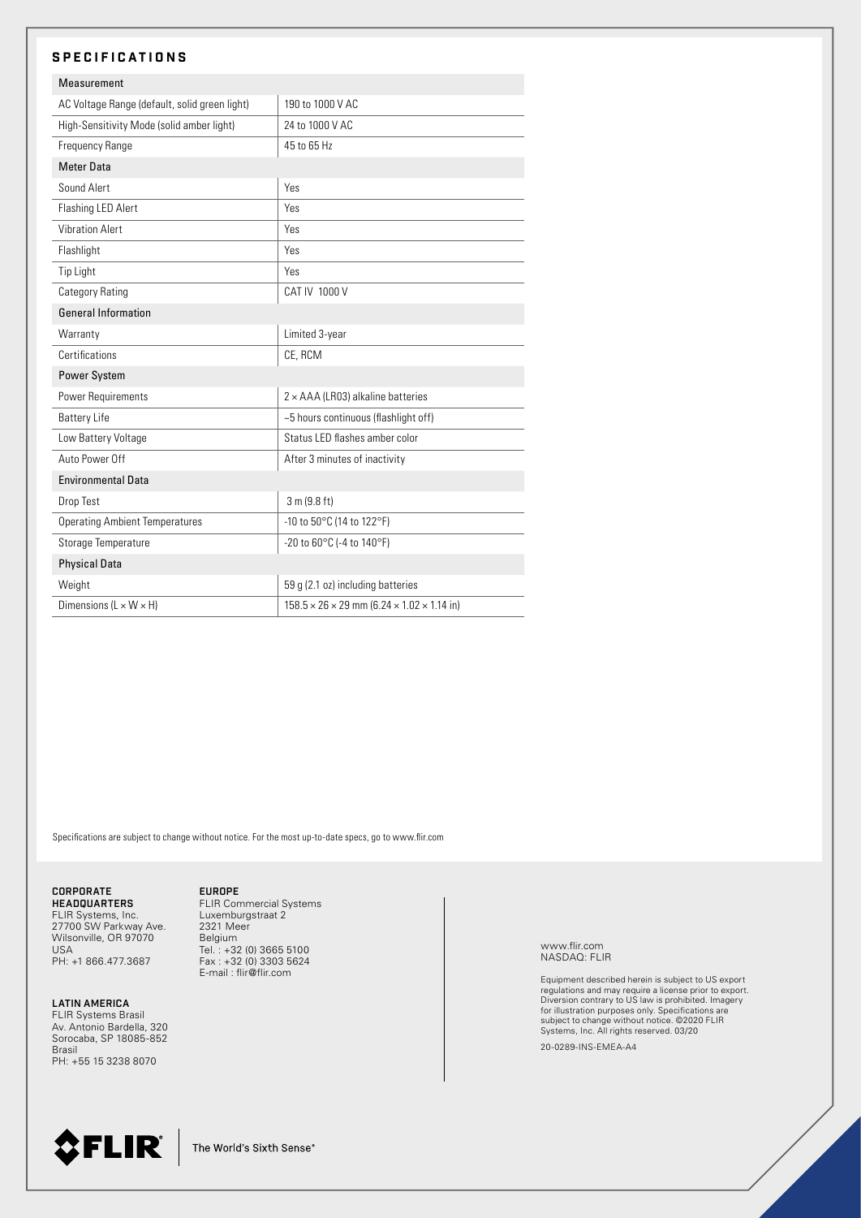## SPECIFICATIONS

| | |
|---|---|
| **Measurement** | |
| AC Voltage Range (default, solid green light) | 190 to 1000 V AC |
| High-Sensitivity Mode (solid amber light) | 24 to 1000 V AC |
| Frequency Range | 45 to 65 Hz |
| **Meter Data** | |
| Sound Alert | Yes |
| Flashing LED Alert | Yes |
| Vibration Alert | Yes |
| Flashlight | Yes |
| Tip Light | Yes |
| Category Rating | CAT IV 1000 V |
| **General Information** | |
| Warranty | Limited 3-year |
| Certifications | CE, RCM |
| **Power System** | |
| Power Requirements | 2 × AAA (LR03) alkaline batteries |
| Battery Life | ~5 hours continuous (flashlight off) |
| Low Battery Voltage | Status LED flashes amber color |
| Auto Power Off | After 3 minutes of inactivity |
| **Environmental Data** | |
| Drop Test | 3 m (9.8 ft) |
| Operating Ambient Temperatures | -10 to 50°C (14 to 122°F) |
| Storage Temperature | -20 to 60°C (-4 to 140°F) |
| **Physical Data** | |
| Weight | 59 g (2.1 oz) including batteries |
| Dimensions (L × W × H) | 158.5 × 26 × 29 mm (6.24 × 1.02 × 1.14 in) |

Specifications are subject to change without notice. For the most up-to-date specs, go to www.flir.com

**CORPORATE HEADQUARTERS**
FLIR Systems, Inc.
27700 SW Parkway Ave.
Wilsonville, OR 97070
USA
PH: +1 866.477.3687

**LATIN AMERICA**
FLIR Systems Brasil
Av. Antonio Bardella, 320
Sorocaba, SP 18085-852
Brasil
PH: +55 15 3238 8070

**EUROPE**
FLIR Commercial Systems
Luxemburgstraat 2
2321 Meer
Belgium
Tel. : +32 (0) 3665 5100
Fax : +32 (0) 3303 5624
E-mail : flir@flir.com

www.flir.com
NASDAQ: FLIR

Equipment described herein is subject to US export regulations and may require a license prior to export. Diversion contrary to US law is prohibited. Imagery for illustration purposes only. Specifications are subject to change without notice. ©2020 FLIR Systems, Inc. All rights reserved. 03/20

20-0289-INS-EMEA-A4

FLIR® The World's Sixth Sense®